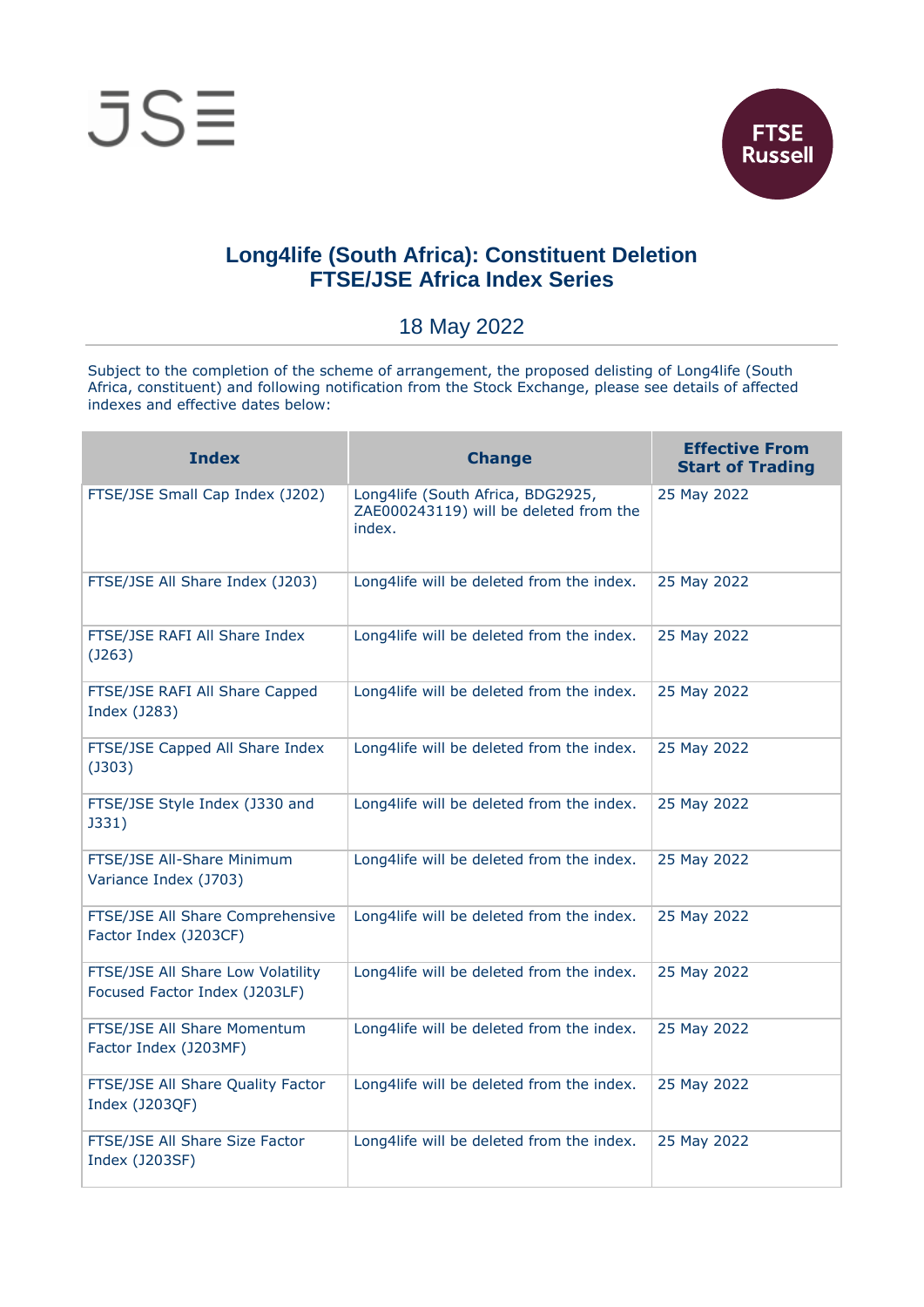# Long4life (South Africa): Constituent Deletion
# FTSE/JSE Africa Index Series

18 May 2022

Subject to the completion of the scheme of arrangement, the proposed delisting of Long4life (South Africa, constituent) and following notification from the Stock Exchange, please see details of affected indexes and effective dates below:

| Index | Change | Effective From Start of Trading |
|---|---|---|
| FTSE/JSE Small Cap Index (J202) | Long4life (South Africa, BDG2925, ZAE000243119) will be deleted from the index. | 25 May 2022 |
| FTSE/JSE All Share Index (J203) | Long4life will be deleted from the index. | 25 May 2022 |
| FTSE/JSE RAFI All Share Index (J263) | Long4life will be deleted from the index. | 25 May 2022 |
| FTSE/JSE RAFI All Share Capped Index (J283) | Long4life will be deleted from the index. | 25 May 2022 |
| FTSE/JSE Capped All Share Index (J303) | Long4life will be deleted from the index. | 25 May 2022 |
| FTSE/JSE Style Index (J330 and J331) | Long4life will be deleted from the index. | 25 May 2022 |
| FTSE/JSE All-Share Minimum Variance Index (J703) | Long4life will be deleted from the index. | 25 May 2022 |
| FTSE/JSE All Share Comprehensive Factor Index (J203CF) | Long4life will be deleted from the index. | 25 May 2022 |
| FTSE/JSE All Share Low Volatility Focused Factor Index (J203LF) | Long4life will be deleted from the index. | 25 May 2022 |
| FTSE/JSE All Share Momentum Factor Index (J203MF) | Long4life will be deleted from the index. | 25 May 2022 |
| FTSE/JSE All Share Quality Factor Index (J203QF) | Long4life will be deleted from the index. | 25 May 2022 |
| FTSE/JSE All Share Size Factor Index (J203SF) | Long4life will be deleted from the index. | 25 May 2022 |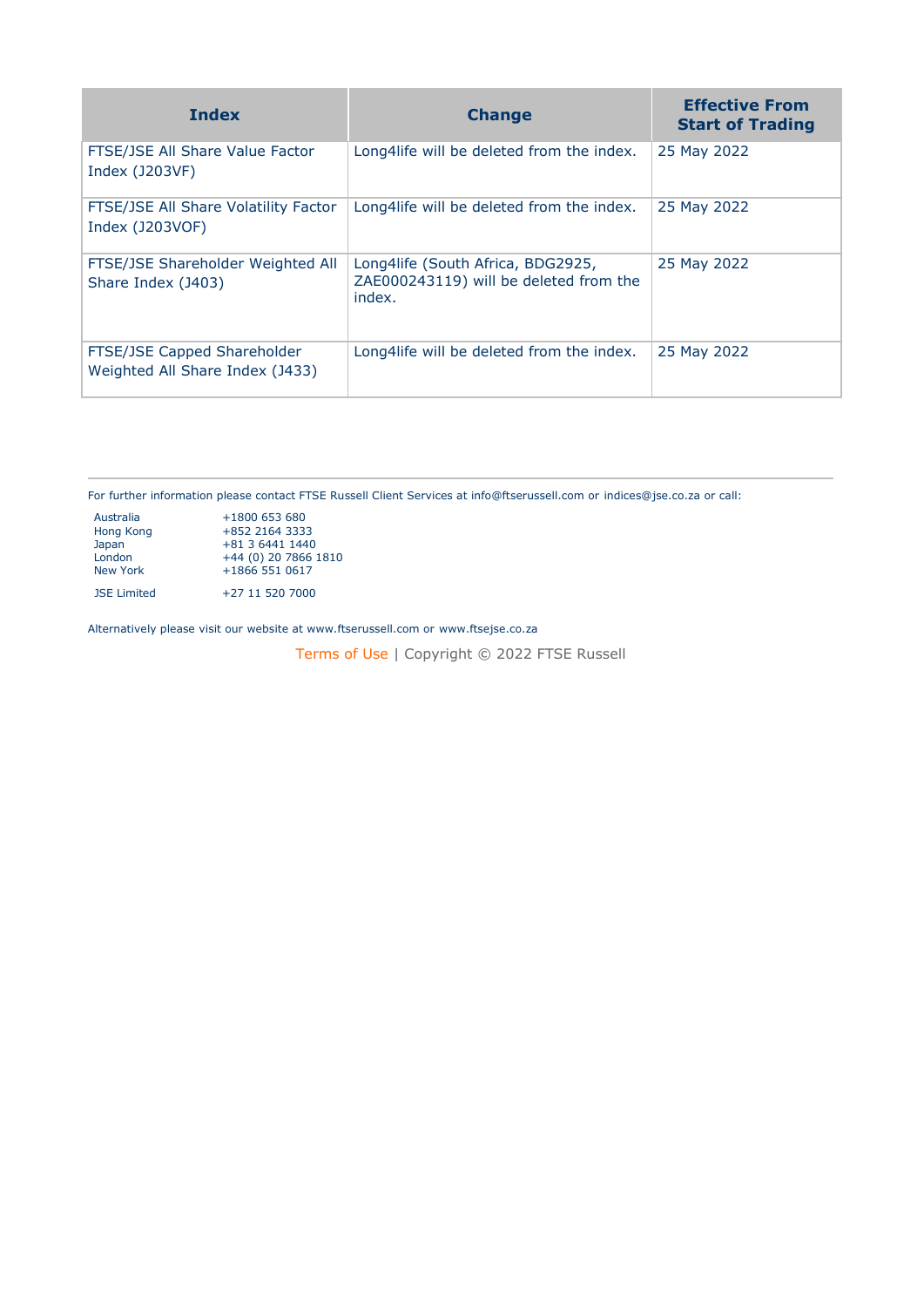| Index | Change | Effective From Start of Trading |
|---|---|---|
| FTSE/JSE All Share Value Factor Index (J203VF) | Long4life will be deleted from the index. | 25 May 2022 |
| FTSE/JSE All Share Volatility Factor Index (J203VOF) | Long4life will be deleted from the index. | 25 May 2022 |
| FTSE/JSE Shareholder Weighted All Share Index (J403) | Long4life (South Africa, BDG2925, ZAE000243119) will be deleted from the index. | 25 May 2022 |
| FTSE/JSE Capped Shareholder Weighted All Share Index (J433) | Long4life will be deleted from the index. | 25 May 2022 |

For further information please contact FTSE Russell Client Services at info@ftserussell.com or indices@jse.co.za or call:

| | |
|---|---|
| Australia | +1800 653 680 |
| Hong Kong | +852 2164 3333 |
| Japan | +81 3 6441 1440 |
| London | +44 (0) 20 7866 1810 |
| New York | +1866 551 0617 |
| JSE Limited | +27 11 520 7000 |

Alternatively please visit our website at www.ftserussell.com or www.ftsejse.co.za

Terms of Use | Copyright © 2022 FTSE Russell